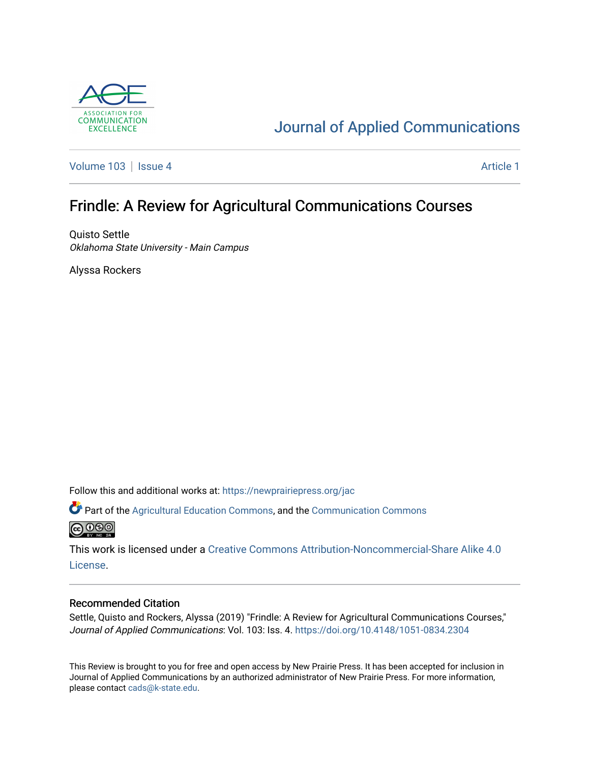Journal of Applied Communications

Volume 103 | Issue 4 Article 1

# Frindle: A Review for Agricultural Communications Courses

Quisto Settle
*Oklahoma State University - Main Campus*

Alyssa Rockers

Follow this and additional works at: https://newprairiepress.org/jac

Part of the Agricultural Education Commons, and the Communication Commons

This work is licensed under a Creative Commons Attribution-Noncommercial-Share Alike 4.0 License.

## Recommended Citation

Settle, Quisto and Rockers, Alyssa (2019) "Frindle: A Review for Agricultural Communications Courses," *Journal of Applied Communications*: Vol. 103: Iss. 4. https://doi.org/10.4148/1051-0834.2304

This Review is brought to you for free and open access by New Prairie Press. It has been accepted for inclusion in Journal of Applied Communications by an authorized administrator of New Prairie Press. For more information, please contact cads@k-state.edu.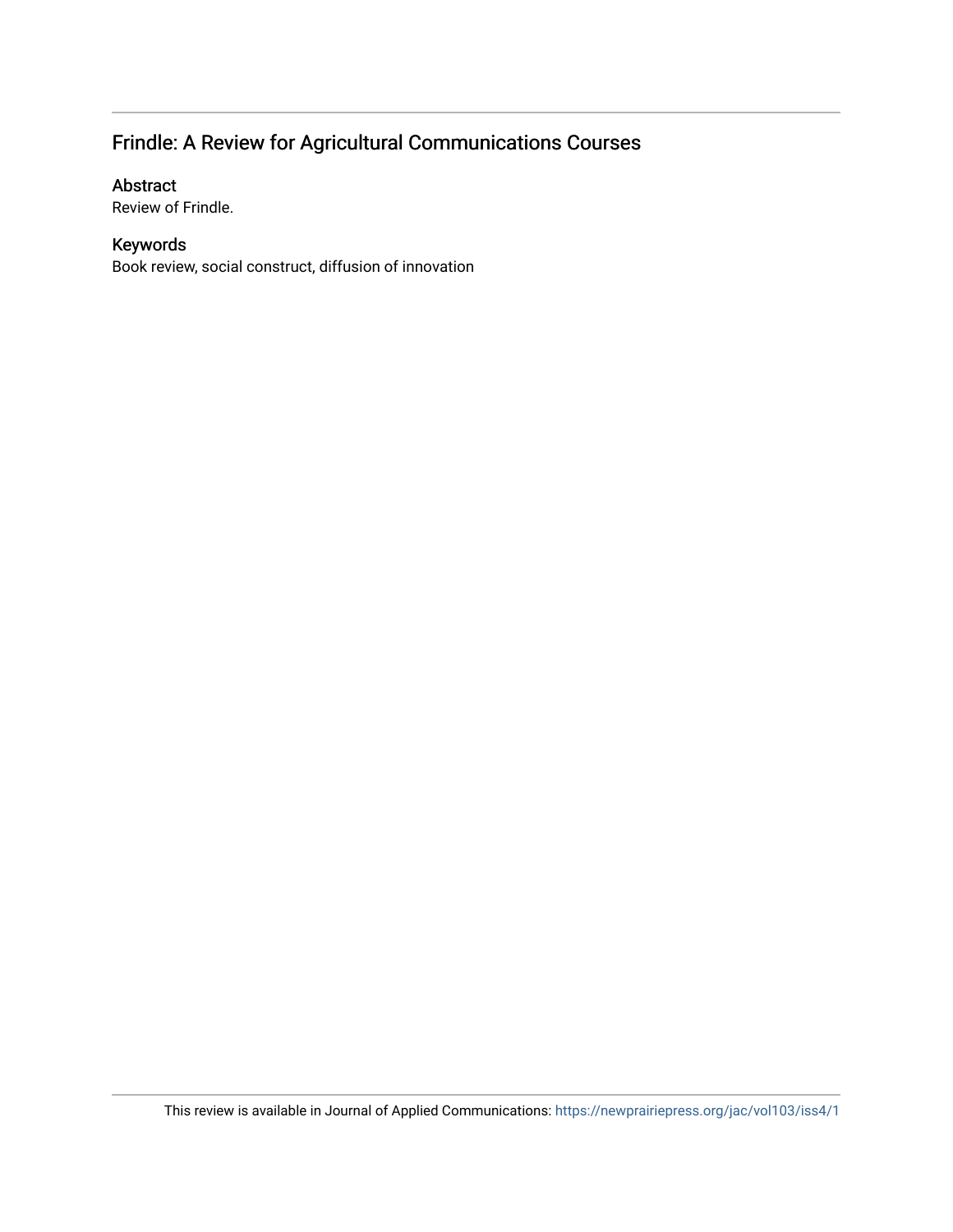## Frindle: A Review for Agricultural Communications Courses

### Abstract

Review of Frindle.

### Keywords

Book review, social construct, diffusion of innovation

This review is available in Journal of Applied Communications: https://newprairiepress.org/jac/vol103/iss4/1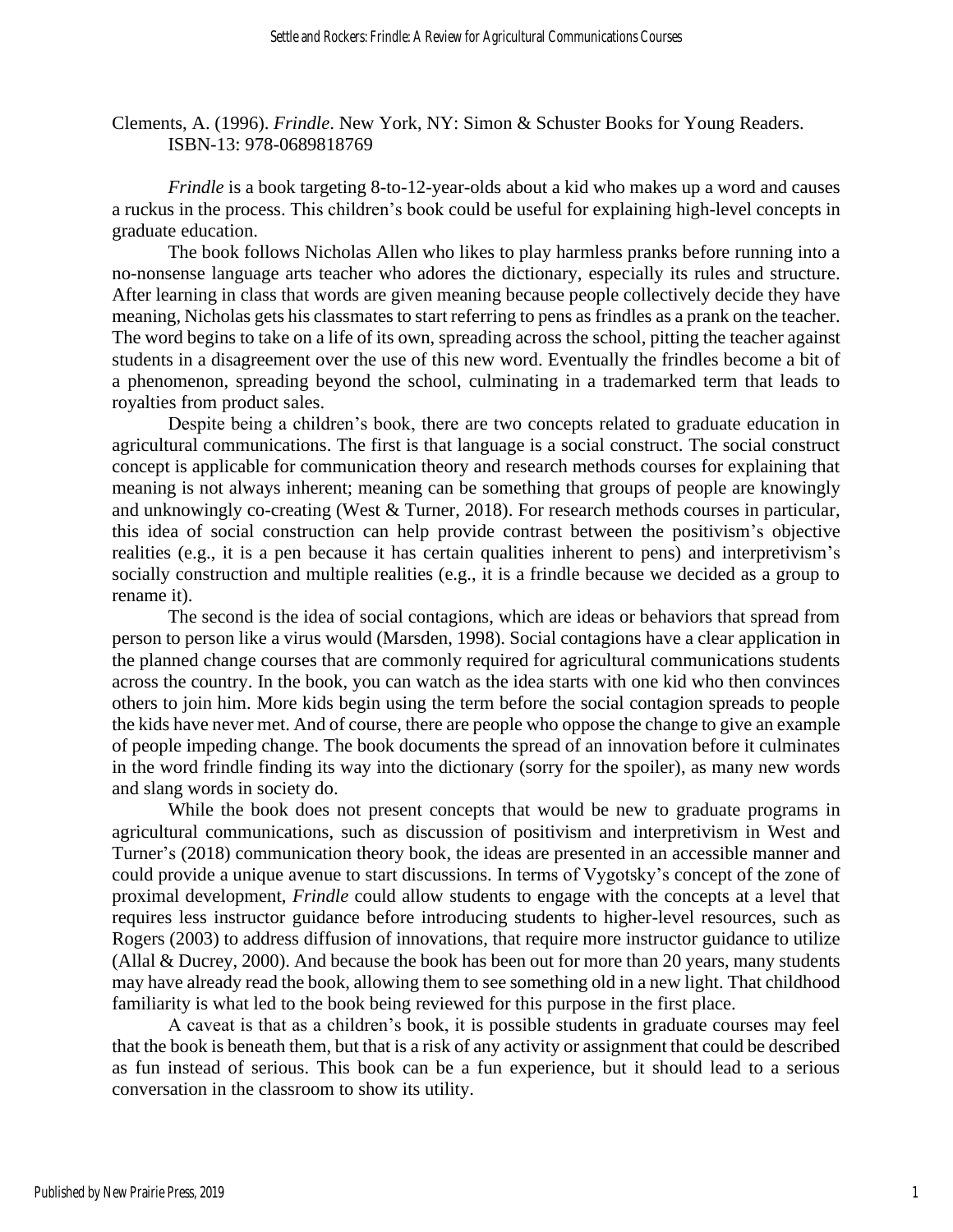Clements, A. (1996). *Frindle*. New York, NY: Simon & Schuster Books for Young Readers. ISBN-13: 978-0689818769

*Frindle* is a book targeting 8-to-12-year-olds about a kid who makes up a word and causes a ruckus in the process. This children's book could be useful for explaining high-level concepts in graduate education.

The book follows Nicholas Allen who likes to play harmless pranks before running into a no-nonsense language arts teacher who adores the dictionary, especially its rules and structure. After learning in class that words are given meaning because people collectively decide they have meaning, Nicholas gets his classmates to start referring to pens as frindles as a prank on the teacher. The word begins to take on a life of its own, spreading across the school, pitting the teacher against students in a disagreement over the use of this new word. Eventually the frindles become a bit of a phenomenon, spreading beyond the school, culminating in a trademarked term that leads to royalties from product sales.

Despite being a children's book, there are two concepts related to graduate education in agricultural communications. The first is that language is a social construct. The social construct concept is applicable for communication theory and research methods courses for explaining that meaning is not always inherent; meaning can be something that groups of people are knowingly and unknowingly co-creating (West & Turner, 2018). For research methods courses in particular, this idea of social construction can help provide contrast between the positivism's objective realities (e.g., it is a pen because it has certain qualities inherent to pens) and interpretivism's socially construction and multiple realities (e.g., it is a frindle because we decided as a group to rename it).

The second is the idea of social contagions, which are ideas or behaviors that spread from person to person like a virus would (Marsden, 1998). Social contagions have a clear application in the planned change courses that are commonly required for agricultural communications students across the country. In the book, you can watch as the idea starts with one kid who then convinces others to join him. More kids begin using the term before the social contagion spreads to people the kids have never met. And of course, there are people who oppose the change to give an example of people impeding change. The book documents the spread of an innovation before it culminates in the word frindle finding its way into the dictionary (sorry for the spoiler), as many new words and slang words in society do.

While the book does not present concepts that would be new to graduate programs in agricultural communications, such as discussion of positivism and interpretivism in West and Turner's (2018) communication theory book, the ideas are presented in an accessible manner and could provide a unique avenue to start discussions. In terms of Vygotsky's concept of the zone of proximal development, *Frindle* could allow students to engage with the concepts at a level that requires less instructor guidance before introducing students to higher-level resources, such as Rogers (2003) to address diffusion of innovations, that require more instructor guidance to utilize (Allal & Ducrey, 2000). And because the book has been out for more than 20 years, many students may have already read the book, allowing them to see something old in a new light. That childhood familiarity is what led to the book being reviewed for this purpose in the first place.

A caveat is that as a children's book, it is possible students in graduate courses may feel that the book is beneath them, but that is a risk of any activity or assignment that could be described as fun instead of serious. This book can be a fun experience, but it should lead to a serious conversation in the classroom to show its utility.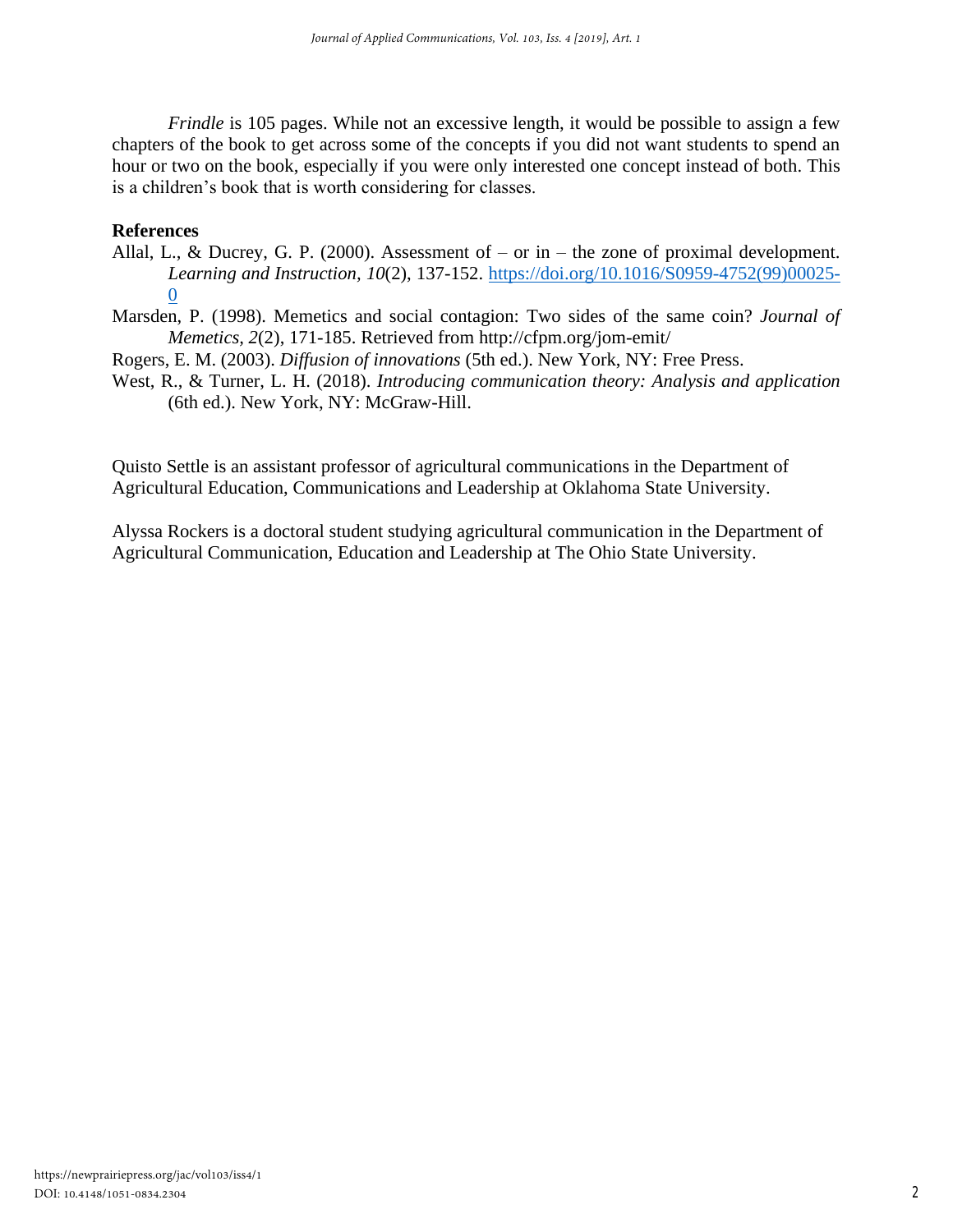*Frindle* is 105 pages. While not an excessive length, it would be possible to assign a few chapters of the book to get across some of the concepts if you did not want students to spend an hour or two on the book, especially if you were only interested one concept instead of both. This is a children's book that is worth considering for classes.

## References

Allal, L., & Ducrey, G. P. (2000). Assessment of – or in – the zone of proximal development. *Learning and Instruction*, *10*(2), 137-152. https://doi.org/10.1016/S0959-4752(99)00025-0

Marsden, P. (1998). Memetics and social contagion: Two sides of the same coin? *Journal of Memetics*, *2*(2), 171-185. Retrieved from http://cfpm.org/jom-emit/

Rogers, E. M. (2003). *Diffusion of innovations* (5th ed.). New York, NY: Free Press.

West, R., & Turner, L. H. (2018). *Introducing communication theory: Analysis and application* (6th ed.). New York, NY: McGraw-Hill.

Quisto Settle is an assistant professor of agricultural communications in the Department of Agricultural Education, Communications and Leadership at Oklahoma State University.

Alyssa Rockers is a doctoral student studying agricultural communication in the Department of Agricultural Communication, Education and Leadership at The Ohio State University.